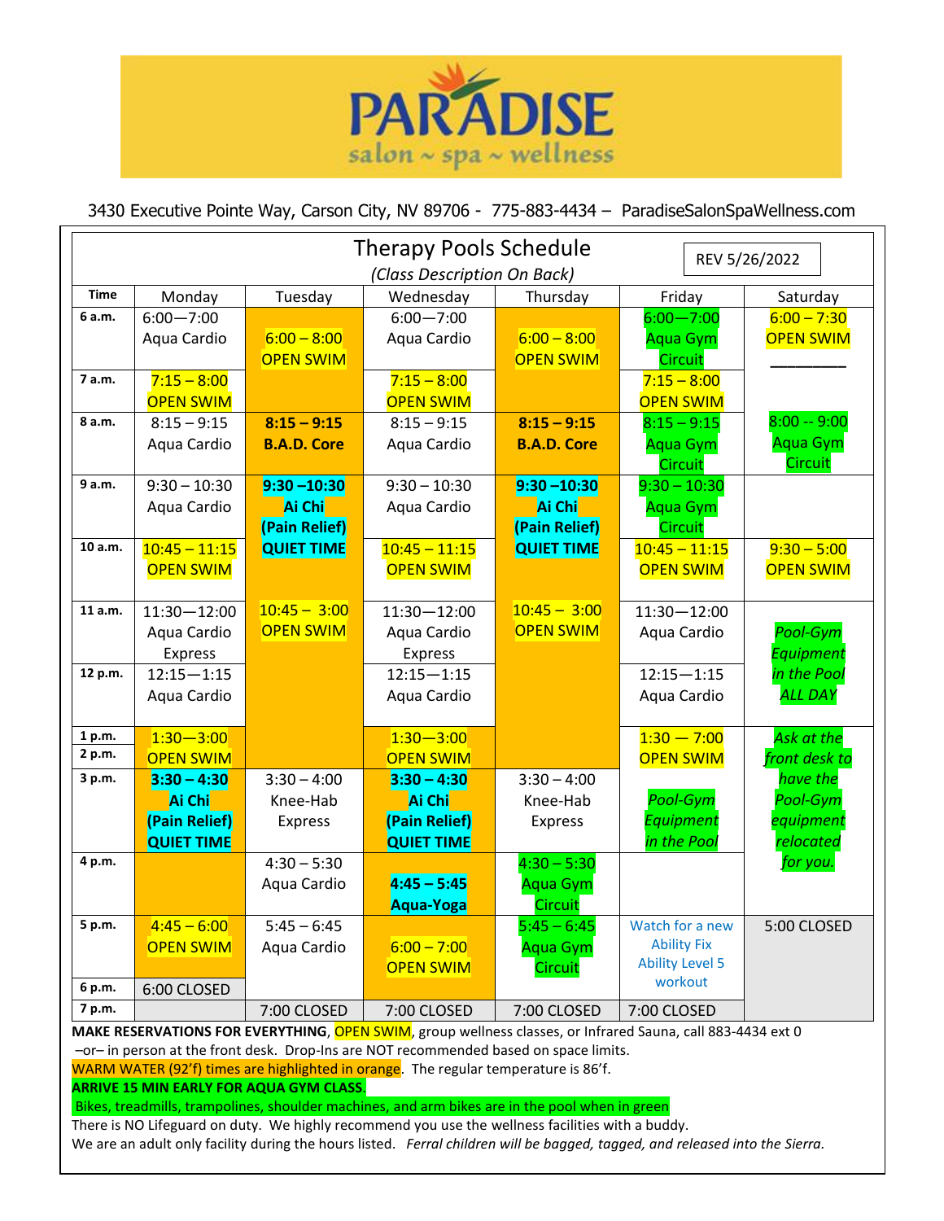# PARADISE

salon ~ spa ~ wellness

3430 Executive Pointe Way, Carson City, NV 89706 - 775-883-4434 – ParadiseSalonSpaWellness.com

## Therapy Pools Schedule

*(Class Description On Back)*

REV 5/26/2022

| Time | Monday | Tuesday | Wednesday | Thursday | Friday | Saturday |
|---|---|---|---|---|---|---|
| 6 a.m. | 6:00—7:00 Aqua Cardio | 6:00 – 8:00 OPEN SWIM | 6:00—7:00 Aqua Cardio | 6:00 – 8:00 OPEN SWIM | 6:00—7:00 Aqua Gym Circuit | 6:00 – 7:30 OPEN SWIM |
| 7 a.m. | 7:15 – 8:00 OPEN SWIM | | 7:15 – 8:00 OPEN SWIM | | 7:15 – 8:00 OPEN SWIM | |
| 8 a.m. | 8:15 – 9:15 Aqua Cardio | **8:15 – 9:15 B.A.D. Core** | 8:15 – 9:15 Aqua Cardio | **8:15 – 9:15 B.A.D. Core** | 8:15 – 9:15 Aqua Gym Circuit | 8:00 -- 9:00 Aqua Gym Circuit |
| 9 a.m. | 9:30 – 10:30 Aqua Cardio | **9:30 –10:30 Ai Chi (Pain Relief) QUIET TIME** | 9:30 – 10:30 Aqua Cardio | **9:30 –10:30 Ai Chi (Pain Relief) QUIET TIME** | 9:30 – 10:30 Aqua Gym Circuit | |
| 10 a.m. | 10:45 – 11:15 OPEN SWIM | | 10:45 – 11:15 OPEN SWIM | | 10:45 – 11:15 OPEN SWIM | 9:30 – 5:00 OPEN SWIM |
| 11 a.m. | 11:30—12:00 Aqua Cardio Express | 10:45 – 3:00 OPEN SWIM | 11:30—12:00 Aqua Cardio Express | 10:45 – 3:00 OPEN SWIM | 11:30—12:00 Aqua Cardio | *Pool-Gym Equipment in the Pool ALL DAY* |
| 12 p.m. | 12:15—1:15 Aqua Cardio | | 12:15—1:15 Aqua Cardio | | 12:15—1:15 Aqua Cardio | |
| 1 p.m. / 2 p.m. | 1:30—3:00 OPEN SWIM | | 1:30—3:00 OPEN SWIM | | 1:30 — 7:00 OPEN SWIM | *Ask at the front desk to have the Pool-Gym equipment relocated for you.* |
| 3 p.m. | **3:30 – 4:30 Ai Chi (Pain Relief) QUIET TIME** | 3:30 – 4:00 Knee-Hab Express | **3:30 – 4:30 Ai Chi (Pain Relief) QUIET TIME** | 3:30 – 4:00 Knee-Hab Express | *Pool-Gym Equipment in the Pool* | |
| 4 p.m. | | 4:30 – 5:30 Aqua Cardio | **4:45 – 5:45 Aqua-Yoga** | 4:30 – 5:30 Aqua Gym Circuit | | |
| 5 p.m. | 4:45 – 6:00 OPEN SWIM | 5:45 – 6:45 Aqua Cardio | 6:00 – 7:00 OPEN SWIM | 5:45 – 6:45 Aqua Gym Circuit | Watch for a new Ability Fix Ability Level 5 workout | 5:00 CLOSED |
| 6 p.m. | 6:00 CLOSED | | | | | |
| 7 p.m. | | 7:00 CLOSED | 7:00 CLOSED | 7:00 CLOSED | 7:00 CLOSED | |

**MAKE RESERVATIONS FOR EVERYTHING**, OPEN SWIM, group wellness classes, or Infrared Sauna, call 883-4434 ext 0 –or– in person at the front desk. Drop-Ins are NOT recommended based on space limits.

WARM WATER (92'f) times are highlighted in orange. The regular temperature is 86'f.

**ARRIVE 15 MIN EARLY FOR AQUA GYM CLASS.**

Bikes, treadmills, trampolines, shoulder machines, and arm bikes are in the pool when in green

There is NO Lifeguard on duty. We highly recommend you use the wellness facilities with a buddy.

We are an adult only facility during the hours listed. *Ferral children will be bagged, tagged, and released into the Sierra.*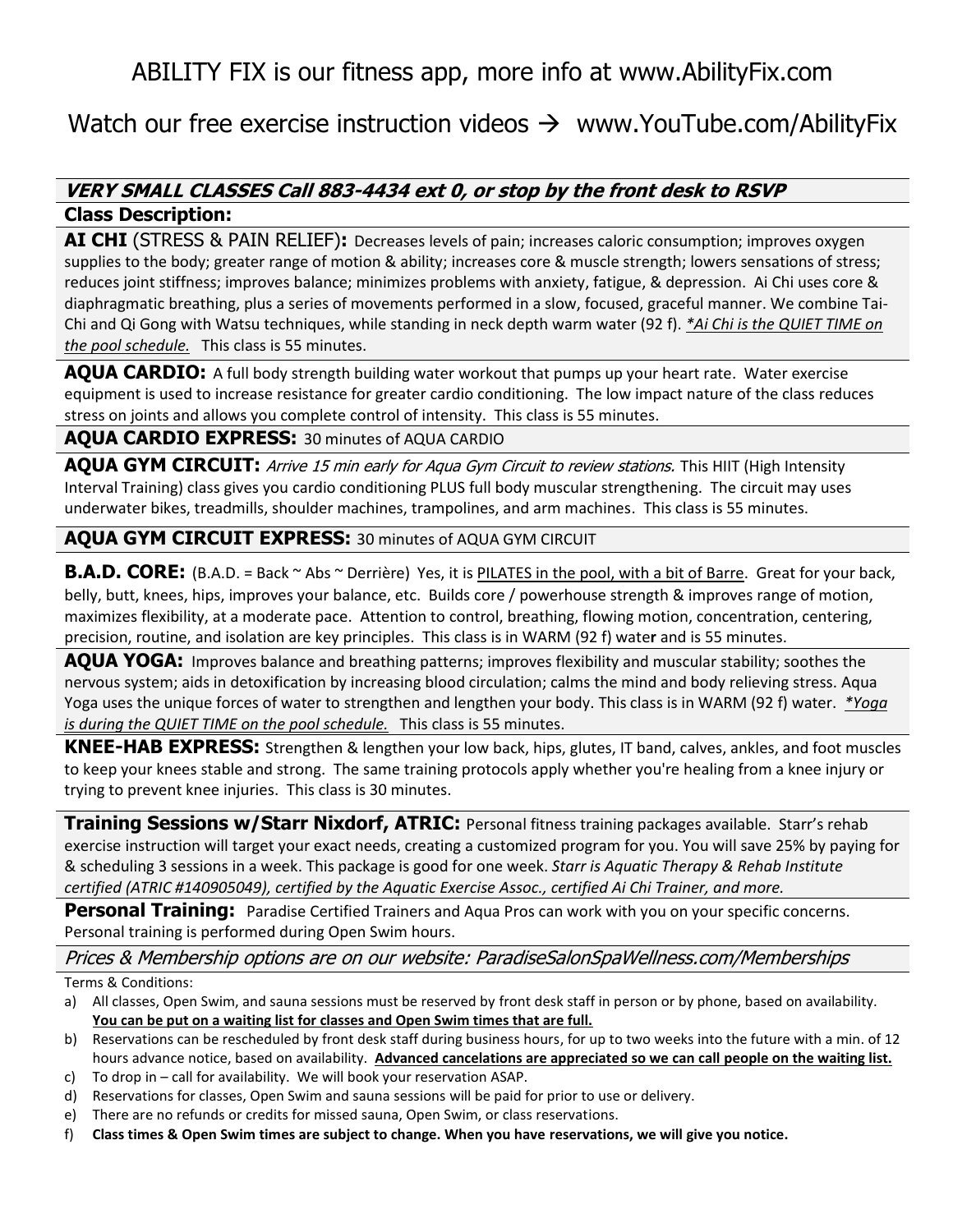ABILITY FIX is our fitness app, more info at www.AbilityFix.com

Watch our free exercise instruction videos → www.YouTube.com/AbilityFix

***VERY SMALL CLASSES Call 883-4434 ext 0, or stop by the front desk to RSVP***

**Class Description:**

**AI CHI** (STRESS & PAIN RELIEF)**:** Decreases levels of pain; increases caloric consumption; improves oxygen supplies to the body; greater range of motion & ability; increases core & muscle strength; lowers sensations of stress; reduces joint stiffness; improves balance; minimizes problems with anxiety, fatigue, & depression. Ai Chi uses core & diaphragmatic breathing, plus a series of movements performed in a slow, focused, graceful manner. We combine Tai-Chi and Qi Gong with Watsu techniques, while standing in neck depth warm water (92 f). *\*Ai Chi is the QUIET TIME on the pool schedule.* This class is 55 minutes.

**AQUA CARDIO:** A full body strength building water workout that pumps up your heart rate. Water exercise equipment is used to increase resistance for greater cardio conditioning. The low impact nature of the class reduces stress on joints and allows you complete control of intensity. This class is 55 minutes.

**AQUA CARDIO EXPRESS:** 30 minutes of AQUA CARDIO

**AQUA GYM CIRCUIT:** *Arrive 15 min early for Aqua Gym Circuit to review stations.* This HIIT (High Intensity Interval Training) class gives you cardio conditioning PLUS full body muscular strengthening. The circuit may uses underwater bikes, treadmills, shoulder machines, trampolines, and arm machines. This class is 55 minutes.

**AQUA GYM CIRCUIT EXPRESS:** 30 minutes of AQUA GYM CIRCUIT

**B.A.D. CORE:** (B.A.D. = Back ~ Abs ~ Derrière) Yes, it is PILATES in the pool, with a bit of Barre. Great for your back, belly, butt, knees, hips, improves your balance, etc. Builds core / powerhouse strength & improves range of motion, maximizes flexibility, at a moderate pace. Attention to control, breathing, flowing motion, concentration, centering, precision, routine, and isolation are key principles. This class is in WARM (92 f) water and is 55 minutes.

**AQUA YOGA:** Improves balance and breathing patterns; improves flexibility and muscular stability; soothes the nervous system; aids in detoxification by increasing blood circulation; calms the mind and body relieving stress. Aqua Yoga uses the unique forces of water to strengthen and lengthen your body. This class is in WARM (92 f) water. *\*Yoga is during the QUIET TIME on the pool schedule.* This class is 55 minutes.

**KNEE-HAB EXPRESS:** Strengthen & lengthen your low back, hips, glutes, IT band, calves, ankles, and foot muscles to keep your knees stable and strong. The same training protocols apply whether you're healing from a knee injury or trying to prevent knee injuries. This class is 30 minutes.

**Training Sessions w/Starr Nixdorf, ATRIC:** Personal fitness training packages available. Starr's rehab exercise instruction will target your exact needs, creating a customized program for you. You will save 25% by paying for & scheduling 3 sessions in a week. This package is good for one week. *Starr is Aquatic Therapy & Rehab Institute certified (ATRIC #140905049), certified by the Aquatic Exercise Assoc., certified Ai Chi Trainer, and more.*

**Personal Training:** Paradise Certified Trainers and Aqua Pros can work with you on your specific concerns. Personal training is performed during Open Swim hours.

*Prices & Membership options are on our website: ParadiseSalonSpaWellness.com/Memberships*

Terms & Conditions:

a) All classes, Open Swim, and sauna sessions must be reserved by front desk staff in person or by phone, based on availability. **You can be put on a waiting list for classes and Open Swim times that are full.**
b) Reservations can be rescheduled by front desk staff during business hours, for up to two weeks into the future with a min. of 12 hours advance notice, based on availability. **Advanced cancelations are appreciated so we can call people on the waiting list.**
c) To drop in – call for availability. We will book your reservation ASAP.
d) Reservations for classes, Open Swim and sauna sessions will be paid for prior to use or delivery.
e) There are no refunds or credits for missed sauna, Open Swim, or class reservations.
f) **Class times & Open Swim times are subject to change. When you have reservations, we will give you notice.**